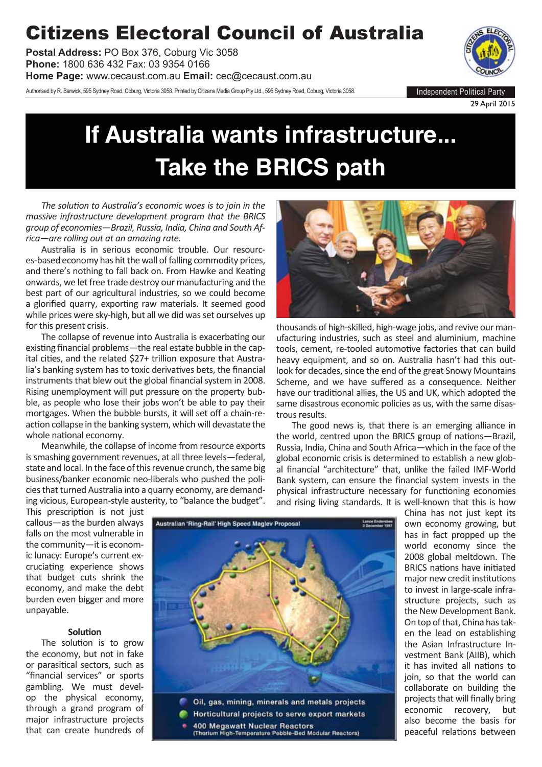# Citizens Electoral Council of Australia

**Postal Address:** PO Box 376, Coburg Vic 3058
**Phone:** 1800 636 432 Fax: 03 9354 0166
**Home Page:** www.cecaust.com.au **Email:** cec@cecaust.com.au

Authorised by R. Barwick, 595 Sydney Road, Coburg, Victoria 3058. Printed by Citizens Media Group Pty Ltd., 595 Sydney Road, Coburg, Victoria 3058.

Independent Political Party

29 April 2015

# If Australia wants infrastructure... Take the BRICS path

*The solution to Australia's economic woes is to join in the massive infrastructure development program that the BRICS group of economies—Brazil, Russia, India, China and South Africa—are rolling out at an amazing rate.*

Australia is in serious economic trouble. Our resources-based economy has hit the wall of falling commodity prices, and there's nothing to fall back on. From Hawke and Keating onwards, we let free trade destroy our manufacturing and the best part of our agricultural industries, so we could become a glorified quarry, exporting raw materials. It seemed good while prices were sky-high, but all we did was set ourselves up for this present crisis.

The collapse of revenue into Australia is exacerbating our existing financial problems—the real estate bubble in the capital cities, and the related $27+ trillion exposure that Australia's banking system has to toxic derivatives bets, the financial instruments that blew out the global financial system in 2008. Rising unemployment will put pressure on the property bubble, as people who lose their jobs won't be able to pay their mortgages. When the bubble bursts, it will set off a chain-reaction collapse in the banking system, which will devastate the whole national economy.

Meanwhile, the collapse of income from resource exports is smashing government revenues, at all three levels—federal, state and local. In the face of this revenue crunch, the same big business/banker economic neo-liberals who pushed the policies that turned Australia into a quarry economy, are demanding vicious, European-style austerity, to "balance the budget". This prescription is not just callous—as the burden always falls on the most vulnerable in the community—it is economic lunacy: Europe's current excruciating experience shows that budget cuts shrink the economy, and make the debt burden even bigger and more unpayable.

### Solution

The solution is to grow the economy, but not in fake or parasitical sectors, such as "financial services" or sports gambling. We must develop the physical economy, through a grand program of major infrastructure projects that can create hundreds of thousands of high-skilled, high-wage jobs, and revive our manufacturing industries, such as steel and aluminium, machine tools, cement, re-tooled automotive factories that can build heavy equipment, and so on. Australia hasn't had this outlook for decades, since the end of the great Snowy Mountains Scheme, and we have suffered as a consequence. Neither have our traditional allies, the US and UK, which adopted the same disastrous economic policies as us, with the same disastrous results.

The good news is, that there is an emerging alliance in the world, centred upon the BRICS group of nations—Brazil, Russia, India, China and South Africa—which in the face of the global economic crisis is determined to establish a new global financial "architecture" that, unlike the failed IMF-World Bank system, can ensure the financial system invests in the physical infrastructure necessary for functioning economies and rising living standards. It is well-known that this is how China has not just kept its own economy growing, but has in fact propped up the world economy since the 2008 global meltdown. The BRICS nations have initiated major new credit institutions to invest in large-scale infrastructure projects, such as the New Development Bank. On top of that, China has taken the lead on establishing the Asian Infrastructure Investment Bank (AIIB), which it has invited all nations to join, so that the world can collaborate on building the projects that will finally bring economic recovery, but also become the basis for peaceful relations between

Australian 'Ring-Rail' High Speed Maglev Proposal

Lance Endersbee 3 December 1997

- Oil, gas, mining, minerals and metals projects
- Horticultural projects to serve export markets
- 400 Megawatt Nuclear Reactors (Thorium High-Temperature Pebble-Bed Modular Reactors)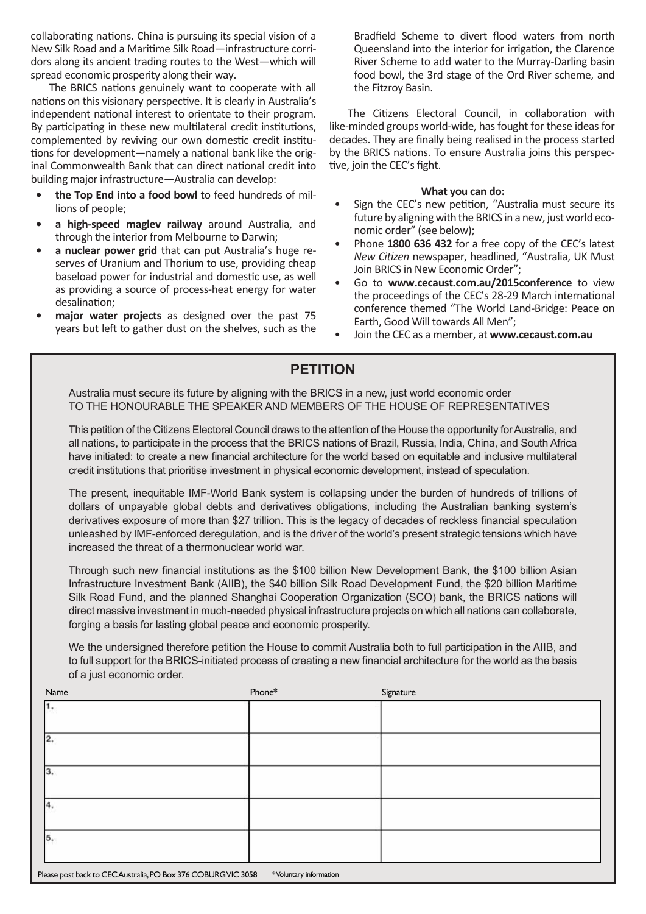collaborating nations. China is pursuing its special vision of a New Silk Road and a Maritime Silk Road—infrastructure corridors along its ancient trading routes to the West—which will spread economic prosperity along their way.

The BRICS nations genuinely want to cooperate with all nations on this visionary perspective. It is clearly in Australia's independent national interest to orientate to their program. By participating in these new multilateral credit institutions, complemented by reviving our own domestic credit institutions for development—namely a national bank like the original Commonwealth Bank that can direct national credit into building major infrastructure—Australia can develop:

- **the Top End into a food bowl** to feed hundreds of millions of people;
- **a high-speed maglev railway** around Australia, and through the interior from Melbourne to Darwin;
- **a nuclear power grid** that can put Australia's huge reserves of Uranium and Thorium to use, providing cheap baseload power for industrial and domestic use, as well as providing a source of process-heat energy for water desalination;
- **major water projects** as designed over the past 75 years but left to gather dust on the shelves, such as the Bradfield Scheme to divert flood waters from north Queensland into the interior for irrigation, the Clarence River Scheme to add water to the Murray-Darling basin food bowl, the 3rd stage of the Ord River scheme, and the Fitzroy Basin.

The Citizens Electoral Council, in collaboration with like-minded groups world-wide, has fought for these ideas for decades. They are finally being realised in the process started by the BRICS nations. To ensure Australia joins this perspective, join the CEC's fight.

**What you can do:**

- Sign the CEC's new petition, "Australia must secure its future by aligning with the BRICS in a new, just world economic order" (see below);
- Phone **1800 636 432** for a free copy of the CEC's latest *New Citizen* newspaper, headlined, "Australia, UK Must Join BRICS in New Economic Order";
- Go to **www.cecaust.com.au/2015conference** to view the proceedings of the CEC's 28-29 March international conference themed "The World Land-Bridge: Peace on Earth, Good Will towards All Men";
- Join the CEC as a member, at **www.cecaust.com.au**

## PETITION

Australia must secure its future by aligning with the BRICS in a new, just world economic order
TO THE HONOURABLE THE SPEAKER AND MEMBERS OF THE HOUSE OF REPRESENTATIVES

This petition of the Citizens Electoral Council draws to the attention of the House the opportunity for Australia, and all nations, to participate in the process that the BRICS nations of Brazil, Russia, India, China, and South Africa have initiated: to create a new financial architecture for the world based on equitable and inclusive multilateral credit institutions that prioritise investment in physical economic development, instead of speculation.

The present, inequitable IMF-World Bank system is collapsing under the burden of hundreds of trillions of dollars of unpayable global debts and derivatives obligations, including the Australian banking system's derivatives exposure of more than $27 trillion. This is the legacy of decades of reckless financial speculation unleashed by IMF-enforced deregulation, and is the driver of the world's present strategic tensions which have increased the threat of a thermonuclear world war.

Through such new financial institutions as the $100 billion New Development Bank, the $100 billion Asian Infrastructure Investment Bank (AIIB), the $40 billion Silk Road Development Fund, the $20 billion Maritime Silk Road Fund, and the planned Shanghai Cooperation Organization (SCO) bank, the BRICS nations will direct massive investment in much-needed physical infrastructure projects on which all nations can collaborate, forging a basis for lasting global peace and economic prosperity.

We the undersigned therefore petition the House to commit Australia both to full participation in the AIIB, and to full support for the BRICS-initiated process of creating a new financial architecture for the world as the basis of a just economic order.

| Name | Phone* | Signature |
|---|---|---|
| 1. | | |
| 2. | | |
| 3. | | |
| 4. | | |
| 5. | | |

Please post back to CEC Australia, PO Box 376 COBURG VIC 3058 *Voluntary information